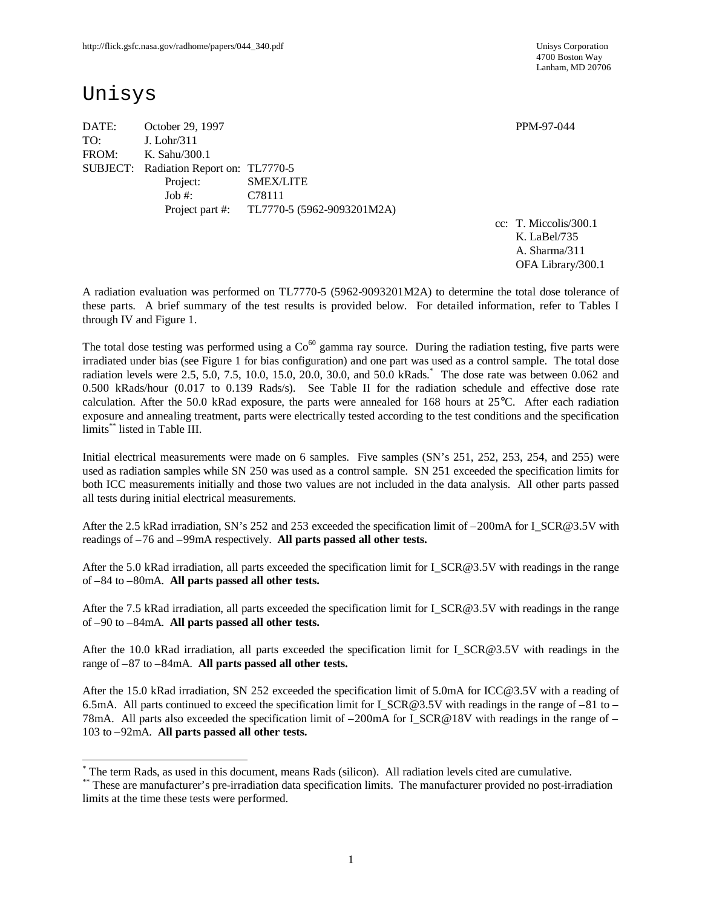http://flick.gsfc.nasa.gov/radhome/papers/044_340.pdf

Unisys Corporation
4700 Boston Way
Lanham, MD 20706

# Unisys

DATE: October 29, 1997 PPM-97-044
TO: J. Lohr/311
FROM: K. Sahu/300.1
SUBJECT: Radiation Report on: TL7770-5
Project: SMEX/LITE
Job #: C78111
Project part #: TL7770-5 (5962-9093201M2A)

cc: T. Miccolis/300.1
K. LaBel/735
A. Sharma/311
OFA Library/300.1

A radiation evaluation was performed on TL7770-5 (5962-9093201M2A) to determine the total dose tolerance of these parts. A brief summary of the test results is provided below. For detailed information, refer to Tables I through IV and Figure 1.

The total dose testing was performed using a $Co^{60}$ gamma ray source. During the radiation testing, five parts were irradiated under bias (see Figure 1 for bias configuration) and one part was used as a control sample. The total dose radiation levels were 2.5, 5.0, 7.5, 10.0, 15.0, 20.0, 30.0, and 50.0 kRads.[*] The dose rate was between 0.062 and 0.500 kRads/hour (0.017 to 0.139 Rads/s). See Table II for the radiation schedule and effective dose rate calculation. After the 50.0 kRad exposure, the parts were annealed for 168 hours at 25°C. After each radiation exposure and annealing treatment, parts were electrically tested according to the test conditions and the specification limits[**] listed in Table III.

Initial electrical measurements were made on 6 samples. Five samples (SN's 251, 252, 253, 254, and 255) were used as radiation samples while SN 250 was used as a control sample. SN 251 exceeded the specification limits for both ICC measurements initially and those two values are not included in the data analysis. All other parts passed all tests during initial electrical measurements.

After the 2.5 kRad irradiation, SN's 252 and 253 exceeded the specification limit of –200mA for I_SCR@3.5V with readings of –76 and –99mA respectively. **All parts passed all other tests.**

After the 5.0 kRad irradiation, all parts exceeded the specification limit for I_SCR@3.5V with readings in the range of –84 to –80mA. **All parts passed all other tests.**

After the 7.5 kRad irradiation, all parts exceeded the specification limit for I_SCR@3.5V with readings in the range of –90 to –84mA. **All parts passed all other tests.**

After the 10.0 kRad irradiation, all parts exceeded the specification limit for I_SCR@3.5V with readings in the range of –87 to –84mA. **All parts passed all other tests.**

After the 15.0 kRad irradiation, SN 252 exceeded the specification limit of 5.0mA for ICC@3.5V with a reading of 6.5mA. All parts continued to exceed the specification limit for I_SCR@3.5V with readings in the range of –81 to –78mA. All parts also exceeded the specification limit of –200mA for I_SCR@18V with readings in the range of –103 to –92mA. **All parts passed all other tests.**

---

[*] The term Rads, as used in this document, means Rads (silicon). All radiation levels cited are cumulative.

[**] These are manufacturer's pre-irradiation data specification limits. The manufacturer provided no post-irradiation limits at the time these tests were performed.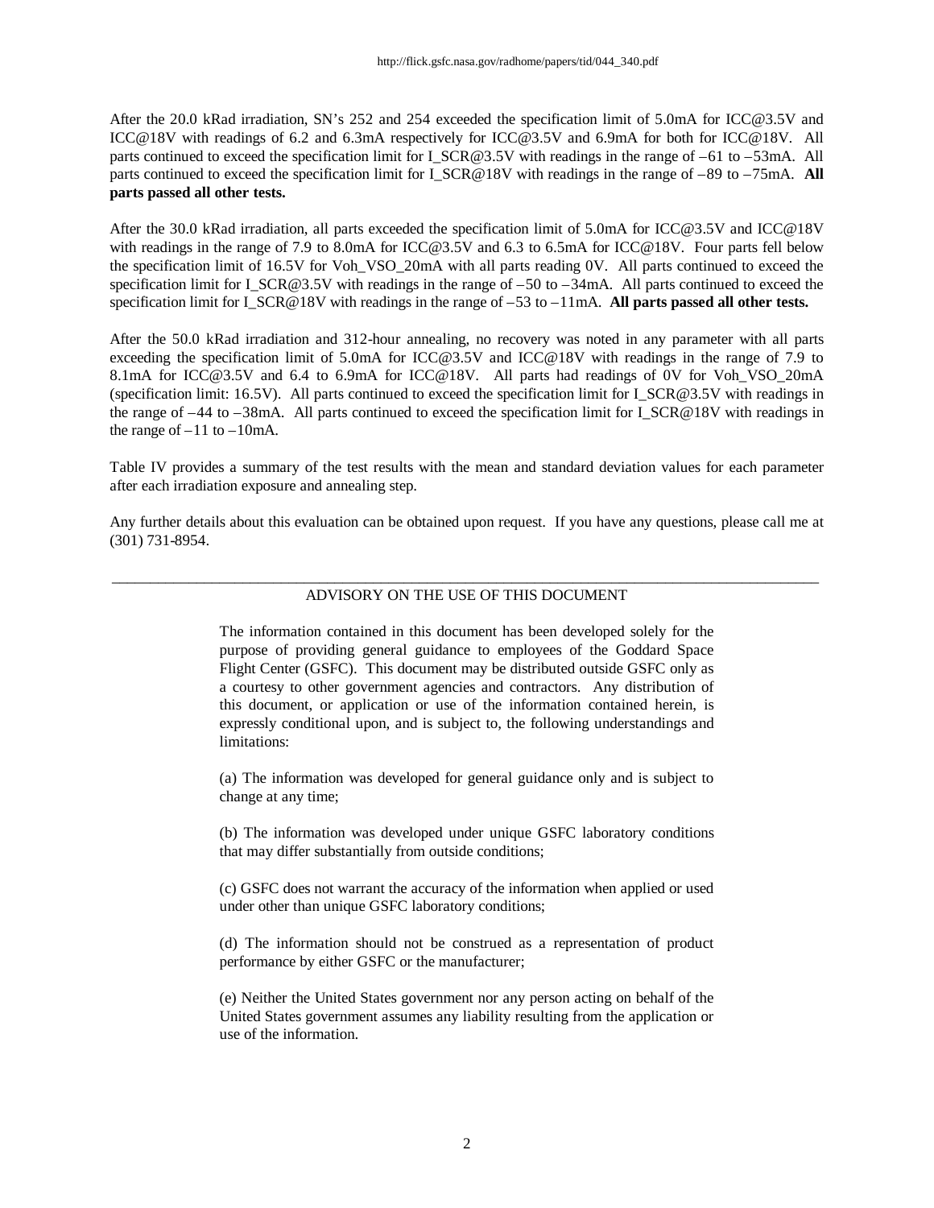After the 20.0 kRad irradiation, SN's 252 and 254 exceeded the specification limit of 5.0mA for ICC@3.5V and ICC@18V with readings of 6.2 and 6.3mA respectively for ICC@3.5V and 6.9mA for both for ICC@18V. All parts continued to exceed the specification limit for I_SCR@3.5V with readings in the range of –61 to –53mA. All parts continued to exceed the specification limit for I_SCR@18V with readings in the range of –89 to –75mA. **All parts passed all other tests.**

After the 30.0 kRad irradiation, all parts exceeded the specification limit of 5.0mA for ICC@3.5V and ICC@18V with readings in the range of 7.9 to 8.0mA for ICC@3.5V and 6.3 to 6.5mA for ICC@18V. Four parts fell below the specification limit of 16.5V for Voh_VSO_20mA with all parts reading 0V. All parts continued to exceed the specification limit for I_SCR@3.5V with readings in the range of –50 to –34mA. All parts continued to exceed the specification limit for I_SCR@18V with readings in the range of –53 to –11mA. **All parts passed all other tests.**

After the 50.0 kRad irradiation and 312-hour annealing, no recovery was noted in any parameter with all parts exceeding the specification limit of 5.0mA for ICC@3.5V and ICC@18V with readings in the range of 7.9 to 8.1mA for ICC@3.5V and 6.4 to 6.9mA for ICC@18V. All parts had readings of 0V for Voh_VSO_20mA (specification limit: 16.5V). All parts continued to exceed the specification limit for I_SCR@3.5V with readings in the range of –44 to –38mA. All parts continued to exceed the specification limit for I_SCR@18V with readings in the range of –11 to –10mA.

Table IV provides a summary of the test results with the mean and standard deviation values for each parameter after each irradiation exposure and annealing step.

Any further details about this evaluation can be obtained upon request. If you have any questions, please call me at (301) 731-8954.

---

ADVISORY ON THE USE OF THIS DOCUMENT

The information contained in this document has been developed solely for the purpose of providing general guidance to employees of the Goddard Space Flight Center (GSFC). This document may be distributed outside GSFC only as a courtesy to other government agencies and contractors. Any distribution of this document, or application or use of the information contained herein, is expressly conditional upon, and is subject to, the following understandings and limitations:

(a) The information was developed for general guidance only and is subject to change at any time;

(b) The information was developed under unique GSFC laboratory conditions that may differ substantially from outside conditions;

(c) GSFC does not warrant the accuracy of the information when applied or used under other than unique GSFC laboratory conditions;

(d) The information should not be construed as a representation of product performance by either GSFC or the manufacturer;

(e) Neither the United States government nor any person acting on behalf of the United States government assumes any liability resulting from the application or use of the information.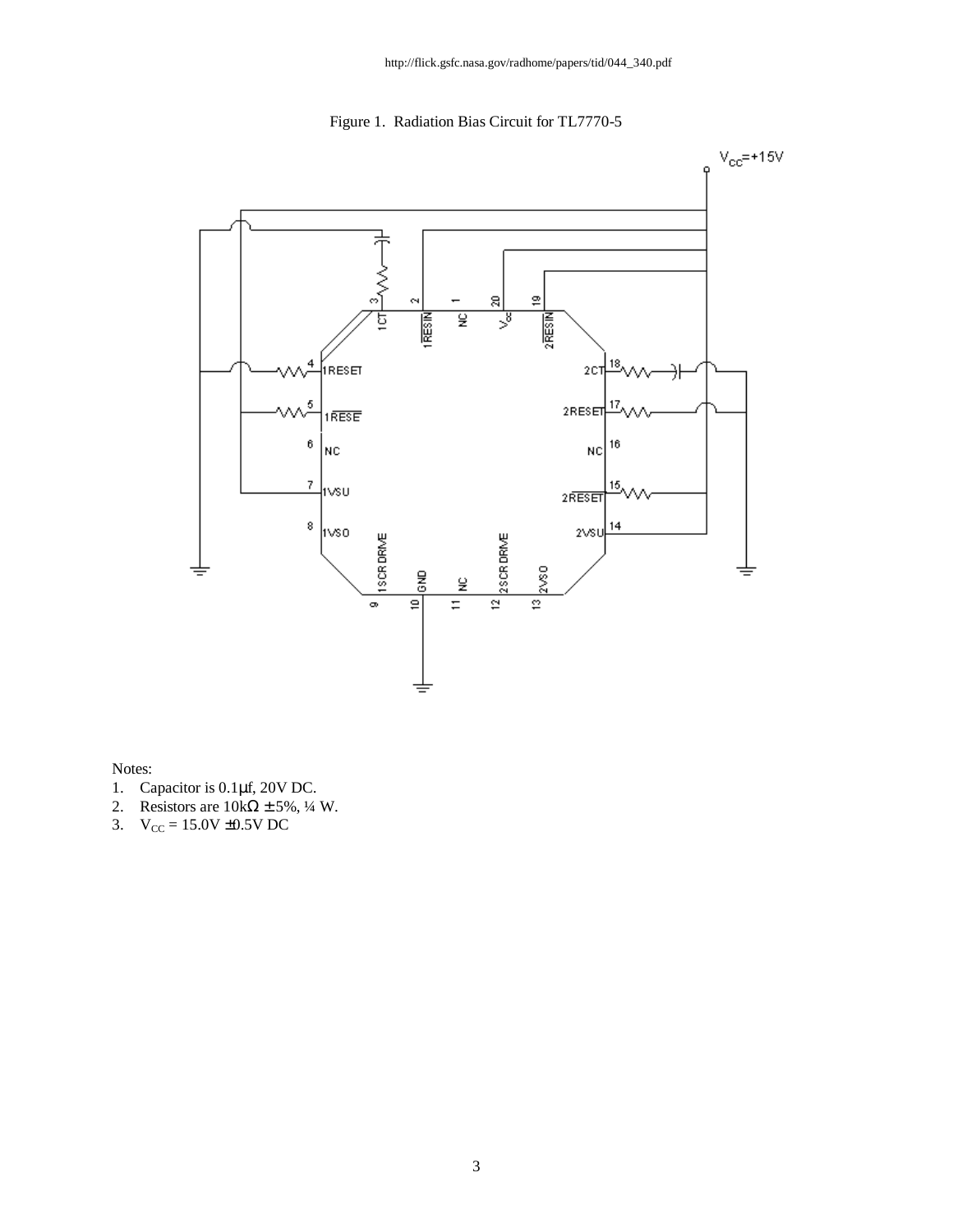http://flick.gsfc.nasa.gov/radhome/papers/tid/044_340.pdf

Figure 1. Radiation Bias Circuit for TL7770-5

Notes:
1. Capacitor is 0.1μf, 20V DC.
2. Resistors are 10kΩ ± 5%, ¼ W.
3. $V_{CC}$ = 15.0V ±0.5V DC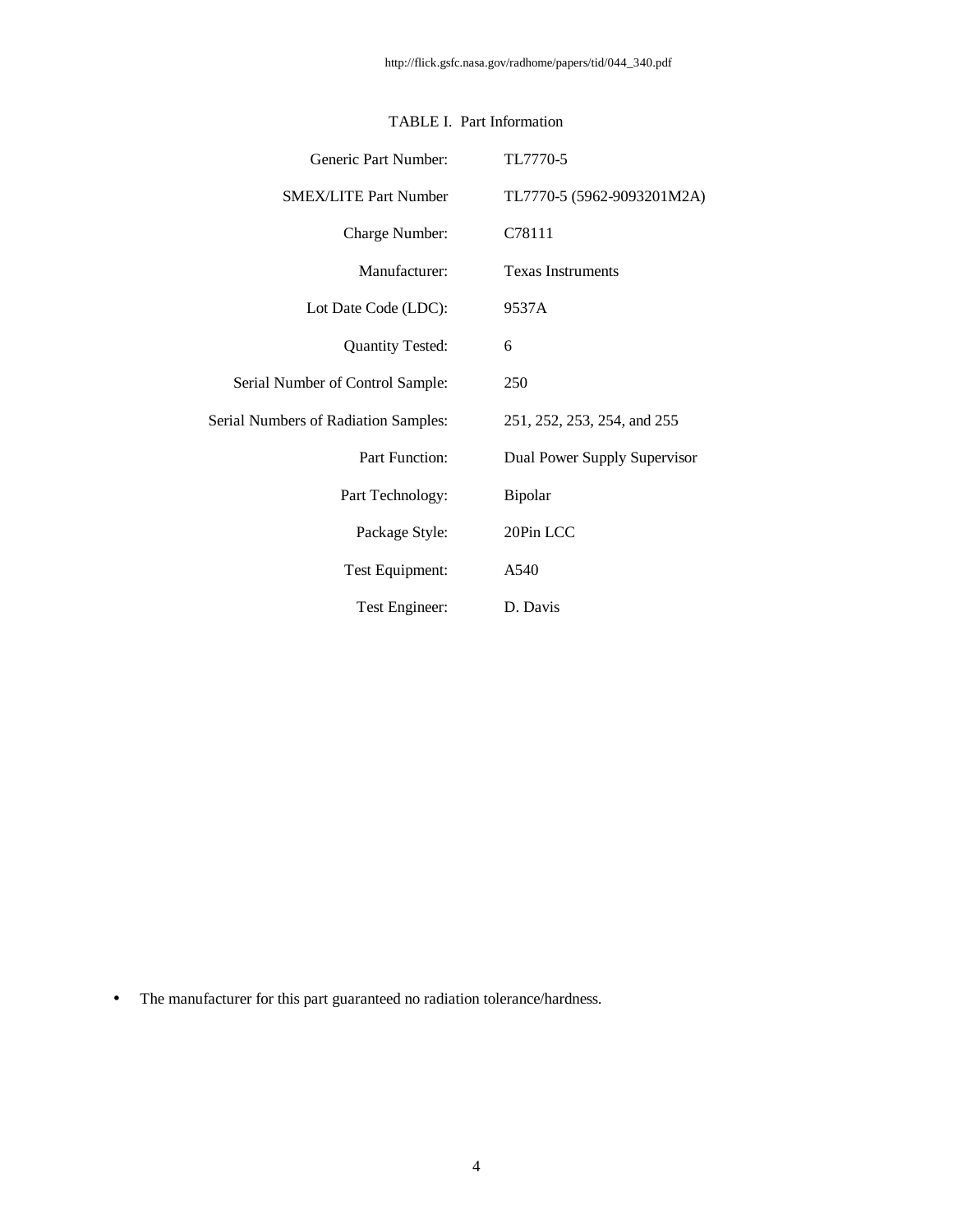TABLE I.  Part Information

| | |
|---|---|
| Generic Part Number: | TL7770-5 |
| SMEX/LITE Part Number | TL7770-5 (5962-9093201M2A) |
| Charge Number: | C78111 |
| Manufacturer: | Texas Instruments |
| Lot Date Code (LDC): | 9537A |
| Quantity Tested: | 6 |
| Serial Number of Control Sample: | 250 |
| Serial Numbers of Radiation Samples: | 251, 252, 253, 254, and 255 |
| Part Function: | Dual Power Supply Supervisor |
| Part Technology: | Bipolar |
| Package Style: | 20Pin LCC |
| Test Equipment: | A540 |
| Test Engineer: | D. Davis |

- The manufacturer for this part guaranteed no radiation tolerance/hardness.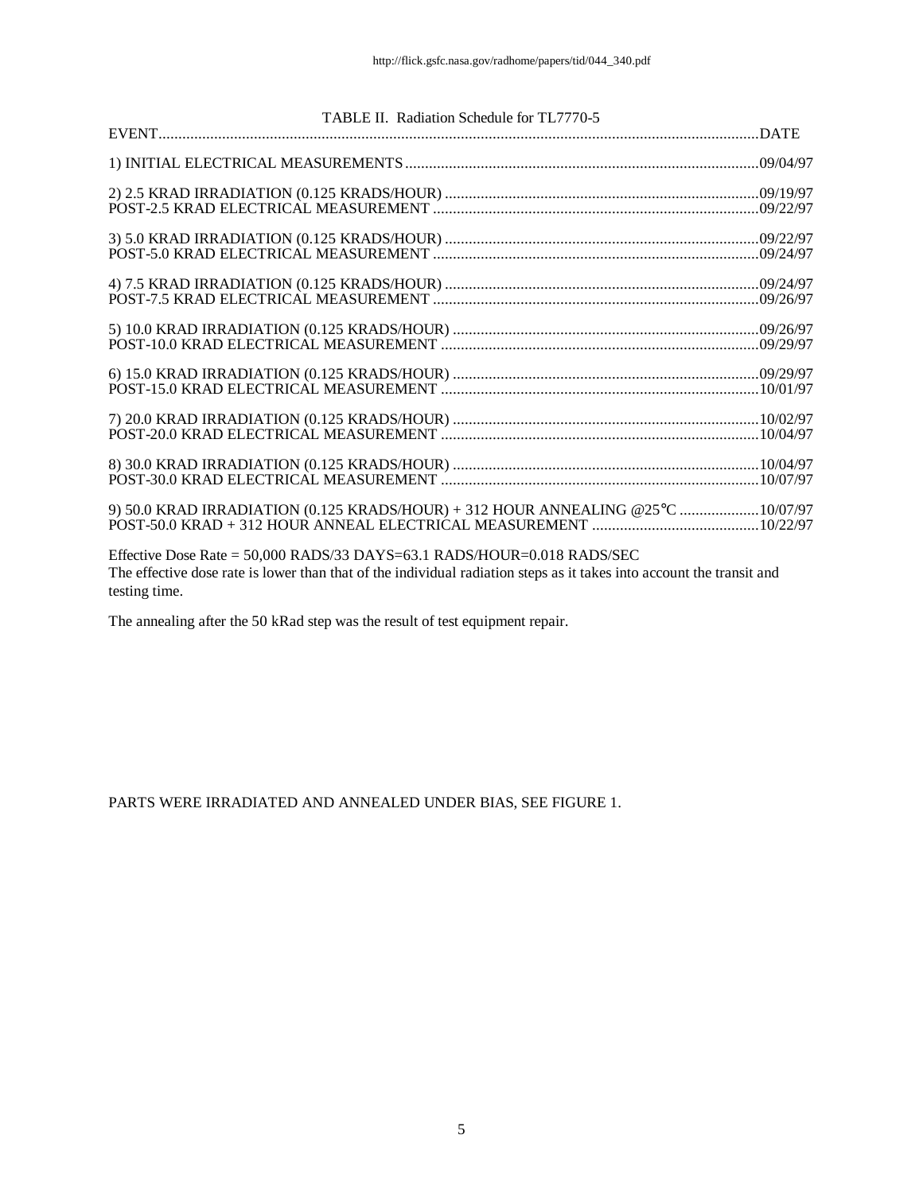TABLE II. Radiation Schedule for TL7770-5

| EVENT | DATE |
|---|---|
| 1) INITIAL ELECTRICAL MEASUREMENTS | 09/04/97 |
| 2) 2.5 KRAD IRRADIATION (0.125 KRADS/HOUR) | 09/19/97 |
| POST-2.5 KRAD ELECTRICAL MEASUREMENT | 09/22/97 |
| 3) 5.0 KRAD IRRADIATION (0.125 KRADS/HOUR) | 09/22/97 |
| POST-5.0 KRAD ELECTRICAL MEASUREMENT | 09/24/97 |
| 4) 7.5 KRAD IRRADIATION (0.125 KRADS/HOUR) | 09/24/97 |
| POST-7.5 KRAD ELECTRICAL MEASUREMENT | 09/26/97 |
| 5) 10.0 KRAD IRRADIATION (0.125 KRADS/HOUR) | 09/26/97 |
| POST-10.0 KRAD ELECTRICAL MEASUREMENT | 09/29/97 |
| 6) 15.0 KRAD IRRADIATION (0.125 KRADS/HOUR) | 09/29/97 |
| POST-15.0 KRAD ELECTRICAL MEASUREMENT | 10/01/97 |
| 7) 20.0 KRAD IRRADIATION (0.125 KRADS/HOUR) | 10/02/97 |
| POST-20.0 KRAD ELECTRICAL MEASUREMENT | 10/04/97 |
| 8) 30.0 KRAD IRRADIATION (0.125 KRADS/HOUR) | 10/04/97 |
| POST-30.0 KRAD ELECTRICAL MEASUREMENT | 10/07/97 |
| 9) 50.0 KRAD IRRADIATION (0.125 KRADS/HOUR) + 312 HOUR ANNEALING @25°C | 10/07/97 |
| POST-50.0 KRAD + 312 HOUR ANNEAL ELECTRICAL MEASUREMENT | 10/22/97 |

Effective Dose Rate = 50,000 RADS/33 DAYS=63.1 RADS/HOUR=0.018 RADS/SEC

The effective dose rate is lower than that of the individual radiation steps as it takes into account the transit and testing time.

The annealing after the 50 kRad step was the result of test equipment repair.

PARTS WERE IRRADIATED AND ANNEALED UNDER BIAS, SEE FIGURE 1.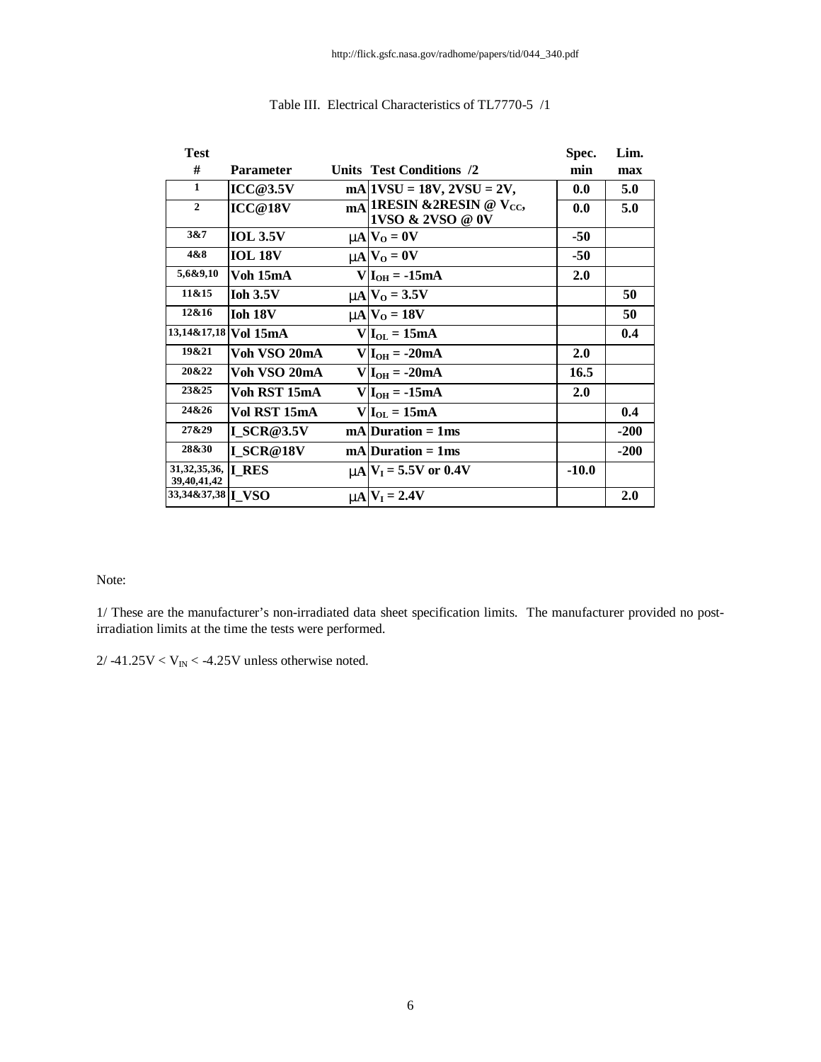http://flick.gsfc.nasa.gov/radhome/papers/tid/044_340.pdf

Table III. Electrical Characteristics of TL7770-5 /1

| Test # | Parameter | Units | Test Conditions /2 | Spec. min | Lim. max |
|---|---|---|---|---|---|
| 1 | ICC@3.5V | mA | 1VSU = 18V, 2VSU = 2V, | 0.0 | 5.0 |
| 2 | ICC@18V | mA | 1RESIN &2RESIN @ $V_{CC}$, 1VSO & 2VSO @ 0V | 0.0 | 5.0 |
| 3&7 | IOL 3.5V | μA | $V_O = 0V$ | -50 | |
| 4&8 | IOL 18V | μA | $V_O = 0V$ | -50 | |
| 5,6&9,10 | Voh 15mA | V | $I_{OH} = -15mA$ | 2.0 | |
| 11&15 | Ioh 3.5V | μA | $V_O = 3.5V$ | | 50 |
| 12&16 | Ioh 18V | μA | $V_O = 18V$ | | 50 |
| 13,14&17,18 | Vol 15mA | V | $I_{OL} = 15mA$ | | 0.4 |
| 19&21 | Voh VSO 20mA | V | $I_{OH} = -20mA$ | 2.0 | |
| 20&22 | Voh VSO 20mA | V | $I_{OH} = -20mA$ | 16.5 | |
| 23&25 | Voh RST 15mA | V | $I_{OH} = -15mA$ | 2.0 | |
| 24&26 | Vol RST 15mA | V | $I_{OL} = 15mA$ | | 0.4 |
| 27&29 | I_SCR@3.5V | mA | Duration = 1ms | | -200 |
| 28&30 | I_SCR@18V | mA | Duration = 1ms | | -200 |
| 31,32,35,36, 39,40,41,42 | I_RES | μA | $V_I = 5.5V$ or $0.4V$ | -10.0 | |
| 33,34&37,38 | I_VSO | μA | $V_I = 2.4V$ | | 2.0 |

Note:

1/ These are the manufacturer's non-irradiated data sheet specification limits. The manufacturer provided no post-irradiation limits at the time the tests were performed.

2/ $-41.25V < V_{IN} < -4.25V$ unless otherwise noted.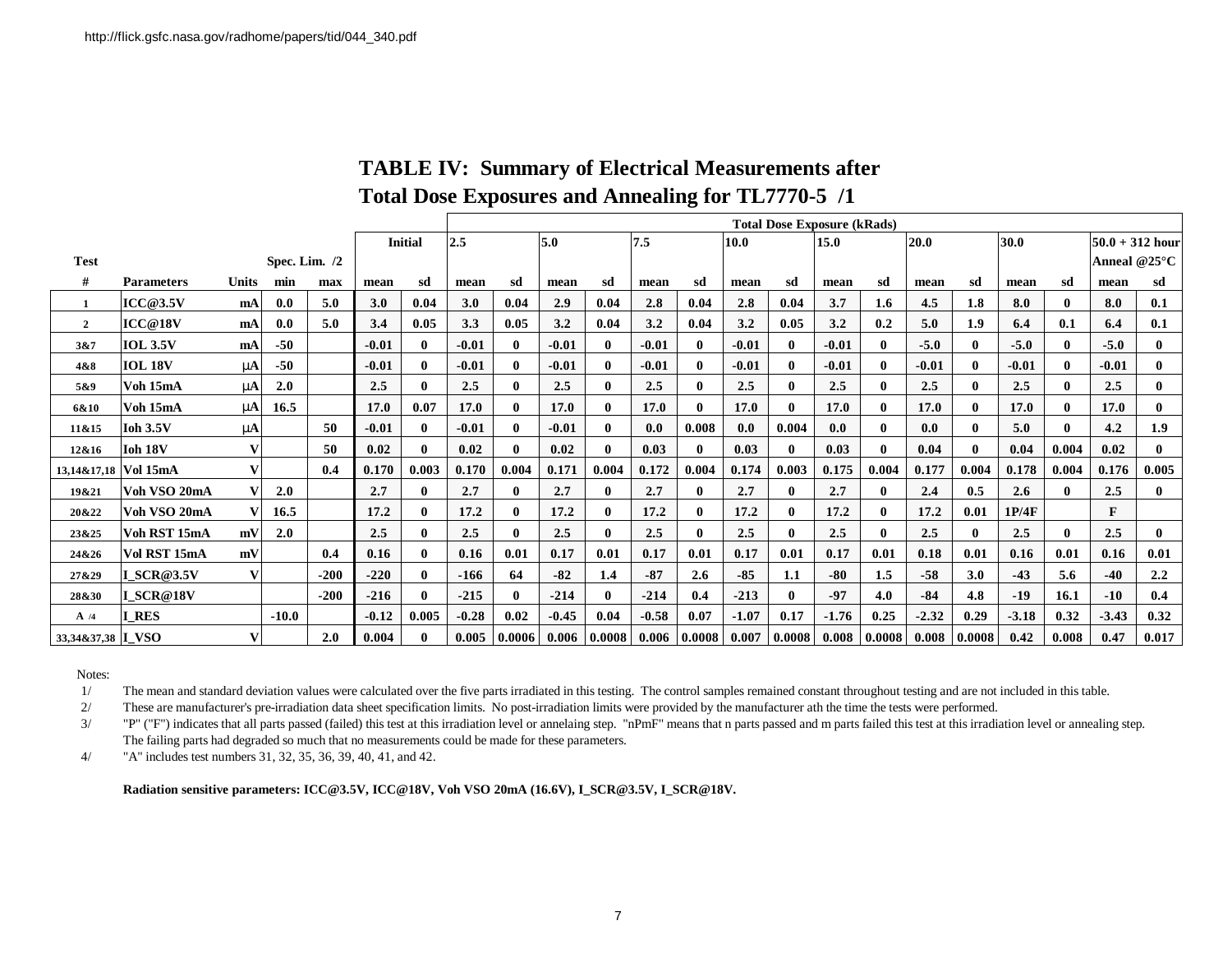http://flick.gsfc.nasa.gov/radhome/papers/tid/044_340.pdf

# TABLE IV: Summary of Electrical Measurements after Total Dose Exposures and Annealing for TL7770-5 /1

| | | | | | | | Total Dose Exposure (kRads) | | | | | | | | | | | | | | | | | |
|---|---|---|---|---|---|---|---|---|---|---|---|---|---|---|---|---|---|---|---|---|---|---|---|---|
| | | | | | Initial | | 2.5 | | 5.0 | | 7.5 | | 10.0 | | 15.0 | | 20.0 | | 30.0 | | 50.0 + 312 hour Anneal @25°C | |
| **Test #** | **Parameters** | **Units** | **Spec. Lim. /2 min** | **max** | **mean** | **sd** | **mean** | **sd** | **mean** | **sd** | **mean** | **sd** | **mean** | **sd** | **mean** | **sd** | **mean** | **sd** | **mean** | **sd** | **mean** | **sd** |
| 1 | ICC@3.5V | mA | 0.0 | 5.0 | 3.0 | 0.04 | 3.0 | 0.04 | 2.9 | 0.04 | 2.8 | 0.04 | 2.8 | 0.04 | 3.7 | 1.6 | 4.5 | 1.8 | 8.0 | 0 | 8.0 | 0.1 |
| 2 | ICC@18V | mA | 0.0 | 5.0 | 3.4 | 0.05 | 3.3 | 0.05 | 3.2 | 0.04 | 3.2 | 0.04 | 3.2 | 0.05 | 3.2 | 0.2 | 5.0 | 1.9 | 6.4 | 0.1 | 6.4 | 0.1 |
| 3&7 | IOL 3.5V | mA | -50 | | -0.01 | 0 | -0.01 | 0 | -0.01 | 0 | -0.01 | 0 | -0.01 | 0 | -0.01 | 0 | -5.0 | 0 | -5.0 | 0 | -5.0 | 0 |
| 4&8 | IOL 18V | μA | -50 | | -0.01 | 0 | -0.01 | 0 | -0.01 | 0 | -0.01 | 0 | -0.01 | 0 | -0.01 | 0 | -0.01 | 0 | -0.01 | 0 | -0.01 | 0 |
| 5&9 | Voh 15mA | μA | 2.0 | | 2.5 | 0 | 2.5 | 0 | 2.5 | 0 | 2.5 | 0 | 2.5 | 0 | 2.5 | 0 | 2.5 | 0 | 2.5 | 0 | 2.5 | 0 |
| 6&10 | Voh 15mA | μA | 16.5 | | 17.0 | 0.07 | 17.0 | 0 | 17.0 | 0 | 17.0 | 0 | 17.0 | 0 | 17.0 | 0 | 17.0 | 0 | 17.0 | 0 | 17.0 | 0 |
| 11&15 | Ioh 3.5V | μA | | 50 | -0.01 | 0 | -0.01 | 0 | -0.01 | 0 | 0.0 | 0.008 | 0.0 | 0.004 | 0.0 | 0 | 0.0 | 0 | 5.0 | 0 | 4.2 | 1.9 |
| 12&16 | Ioh 18V | V | | 50 | 0.02 | 0 | 0.02 | 0 | 0.02 | 0 | 0.03 | 0 | 0.03 | 0 | 0.03 | 0 | 0.04 | 0 | 0.04 | 0.004 | 0.02 | 0 |
| 13,14&17,18 | Vol 15mA | V | | 0.4 | 0.170 | 0.003 | 0.170 | 0.004 | 0.171 | 0.004 | 0.172 | 0.004 | 0.174 | 0.003 | 0.175 | 0.004 | 0.177 | 0.004 | 0.178 | 0.004 | 0.176 | 0.005 |
| 19&21 | Voh VSO 20mA | V | 2.0 | | 2.7 | 0 | 2.7 | 0 | 2.7 | 0 | 2.7 | 0 | 2.7 | 0 | 2.7 | 0 | 2.4 | 0.5 | 2.6 | 0 | 2.5 | 0 |
| 20&22 | Voh VSO 20mA | V | 16.5 | | 17.2 | 0 | 17.2 | 0 | 17.2 | 0 | 17.2 | 0 | 17.2 | 0 | 17.2 | 0 | 17.2 | 0.01 | 1P/4F | | F | |
| 23&25 | Voh RST 15mA | mV | 2.0 | | 2.5 | 0 | 2.5 | 0 | 2.5 | 0 | 2.5 | 0 | 2.5 | 0 | 2.5 | 0 | 2.5 | 0 | 2.5 | 0 | 2.5 | 0 |
| 24&26 | Vol RST 15mA | mV | | 0.4 | 0.16 | 0 | 0.16 | 0.01 | 0.17 | 0.01 | 0.17 | 0.01 | 0.17 | 0.01 | 0.17 | 0.01 | 0.18 | 0.01 | 0.16 | 0.01 | 0.16 | 0.01 |
| 27&29 | I_SCR@3.5V | V | | -200 | -220 | 0 | -166 | 64 | -82 | 1.4 | -87 | 2.6 | -85 | 1.1 | -80 | 1.5 | -58 | 3.0 | -43 | 5.6 | -40 | 2.2 |
| 28&30 | I_SCR@18V | | | -200 | -216 | 0 | -215 | 0 | -214 | 0 | -214 | 0.4 | -213 | 0 | -97 | 4.0 | -84 | 4.8 | -19 | 16.1 | -10 | 0.4 |
| A /4 | I_RES | | -10.0 | | -0.12 | 0.005 | -0.28 | 0.02 | -0.45 | 0.04 | -0.58 | 0.07 | -1.07 | 0.17 | -1.76 | 0.25 | -2.32 | 0.29 | -3.18 | 0.32 | -3.43 | 0.32 |
| 33,34&37,38 | I_VSO | V | | 2.0 | 0.004 | 0 | 0.005 | 0.0006 | 0.006 | 0.0008 | 0.006 | 0.0008 | 0.007 | 0.0008 | 0.008 | 0.0008 | 0.008 | 0.0008 | 0.42 | 0.008 | 0.47 | 0.017 |

Notes:

1/ The mean and standard deviation values were calculated over the five parts irradiated in this testing. The control samples remained constant throughout testing and are not included in this table.

2/ These are manufacturer's pre-irradiation data sheet specification limits. No post-irradiation limits were provided by the manufacturer ath the time the tests were performed.

3/ "P" ("F") indicates that all parts passed (failed) this test at this irradiation level or annelaing step. "nPmF" means that n parts passed and m parts failed this test at this irradiation level or annealing step. The failing parts had degraded so much that no measurements could be made for these parameters.

4/ "A" includes test numbers 31, 32, 35, 36, 39, 40, 41, and 42.

**Radiation sensitive parameters: ICC@3.5V, ICC@18V, Voh VSO 20mA (16.6V), I_SCR@3.5V, I_SCR@18V.**